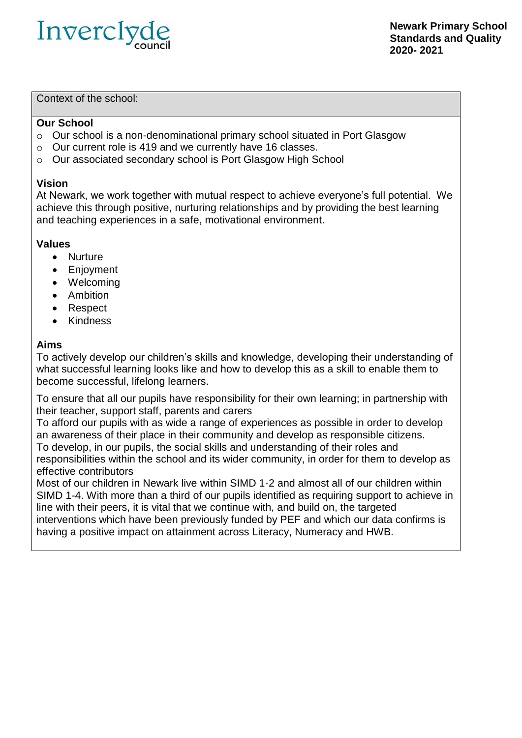Inverclyde council

**Newark Primary School**
**Standards and Quality**
**2020- 2021**

Context of the school:

**Our School**

- Our school is a non-denominational primary school situated in Port Glasgow
- Our current role is 419 and we currently have 16 classes.
- Our associated secondary school is Port Glasgow High School

**Vision**

At Newark, we work together with mutual respect to achieve everyone's full potential. We achieve this through positive, nurturing relationships and by providing the best learning and teaching experiences in a safe, motivational environment.

**Values**

- Nurture
- Enjoyment
- Welcoming
- Ambition
- Respect
- Kindness

**Aims**

To actively develop our children's skills and knowledge, developing their understanding of what successful learning looks like and how to develop this as a skill to enable them to become successful, lifelong learners.

To ensure that all our pupils have responsibility for their own learning; in partnership with their teacher, support staff, parents and carers

To afford our pupils with as wide a range of experiences as possible in order to develop an awareness of their place in their community and develop as responsible citizens.

To develop, in our pupils, the social skills and understanding of their roles and responsibilities within the school and its wider community, in order for them to develop as effective contributors

Most of our children in Newark live within SIMD 1-2 and almost all of our children within SIMD 1-4. With more than a third of our pupils identified as requiring support to achieve in line with their peers, it is vital that we continue with, and build on, the targeted interventions which have been previously funded by PEF and which our data confirms is having a positive impact on attainment across Literacy, Numeracy and HWB.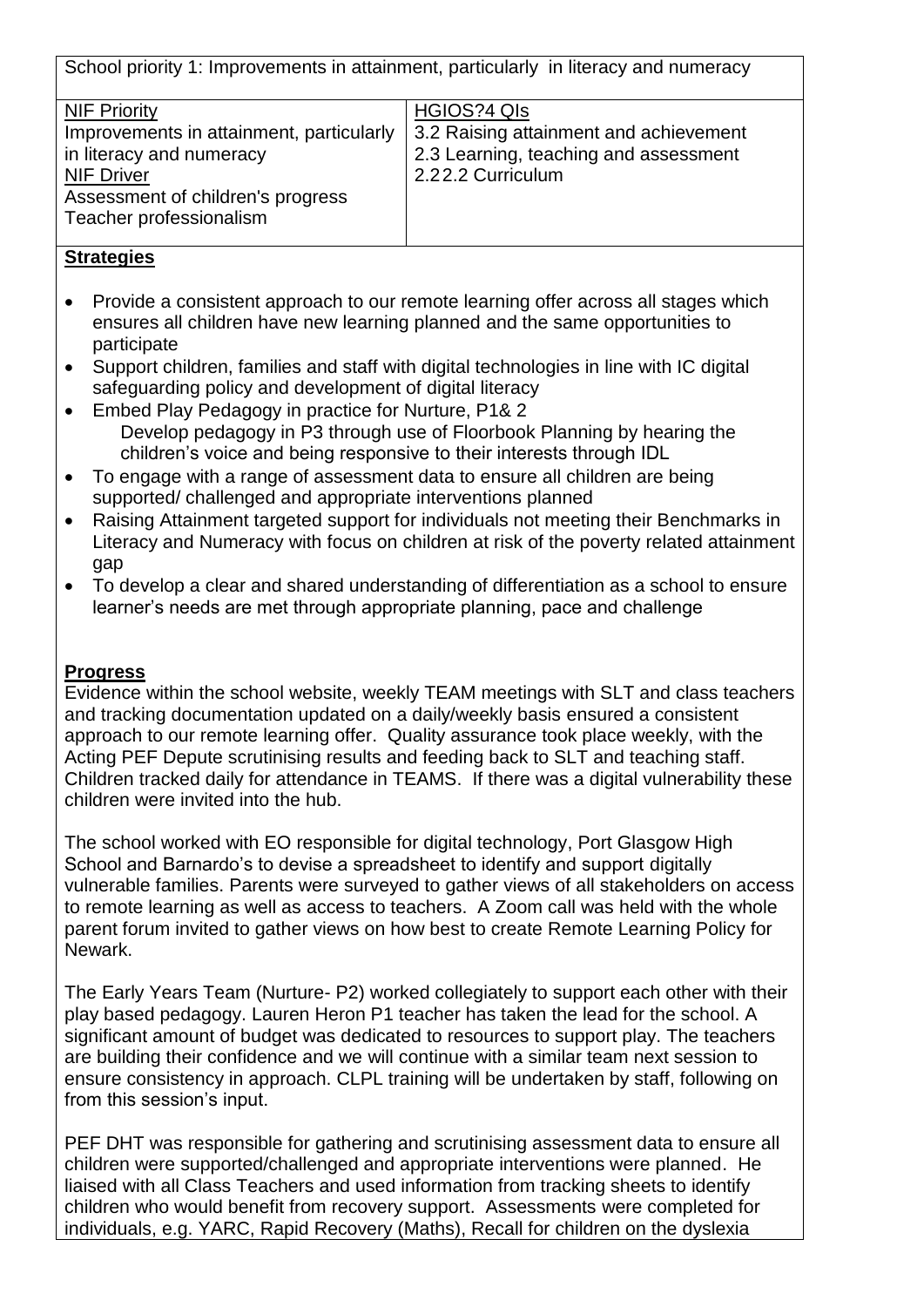School priority 1: Improvements in attainment, particularly in literacy and numeracy

| NIF Priority<br>Improvements in attainment, particularly in literacy and numeracy<br>NIF Driver<br>Assessment of children's progress<br>Teacher professionalism | HGIOS?4 QIs<br>3.2 Raising attainment and achievement<br>2.3 Learning, teaching and assessment<br>2.22.2 Curriculum |
|---|---|

**Strategies**

- Provide a consistent approach to our remote learning offer across all stages which ensures all children have new learning planned and the same opportunities to participate
- Support children, families and staff with digital technologies in line with IC digital safeguarding policy and development of digital literacy
- Embed Play Pedagogy in practice for Nurture, P1& 2
  Develop pedagogy in P3 through use of Floorbook Planning by hearing the children's voice and being responsive to their interests through IDL
- To engage with a range of assessment data to ensure all children are being supported/ challenged and appropriate interventions planned
- Raising Attainment targeted support for individuals not meeting their Benchmarks in Literacy and Numeracy with focus on children at risk of the poverty related attainment gap
- To develop a clear and shared understanding of differentiation as a school to ensure learner's needs are met through appropriate planning, pace and challenge

**Progress**

Evidence within the school website, weekly TEAM meetings with SLT and class teachers and tracking documentation updated on a daily/weekly basis ensured a consistent approach to our remote learning offer. Quality assurance took place weekly, with the Acting PEF Depute scrutinising results and feeding back to SLT and teaching staff. Children tracked daily for attendance in TEAMS. If there was a digital vulnerability these children were invited into the hub.

The school worked with EO responsible for digital technology, Port Glasgow High School and Barnardo's to devise a spreadsheet to identify and support digitally vulnerable families. Parents were surveyed to gather views of all stakeholders on access to remote learning as well as access to teachers. A Zoom call was held with the whole parent forum invited to gather views on how best to create Remote Learning Policy for Newark.

The Early Years Team (Nurture- P2) worked collegiately to support each other with their play based pedagogy. Lauren Heron P1 teacher has taken the lead for the school. A significant amount of budget was dedicated to resources to support play. The teachers are building their confidence and we will continue with a similar team next session to ensure consistency in approach. CLPL training will be undertaken by staff, following on from this session's input.

PEF DHT was responsible for gathering and scrutinising assessment data to ensure all children were supported/challenged and appropriate interventions were planned. He liaised with all Class Teachers and used information from tracking sheets to identify children who would benefit from recovery support. Assessments were completed for individuals, e.g. YARC, Rapid Recovery (Maths), Recall for children on the dyslexia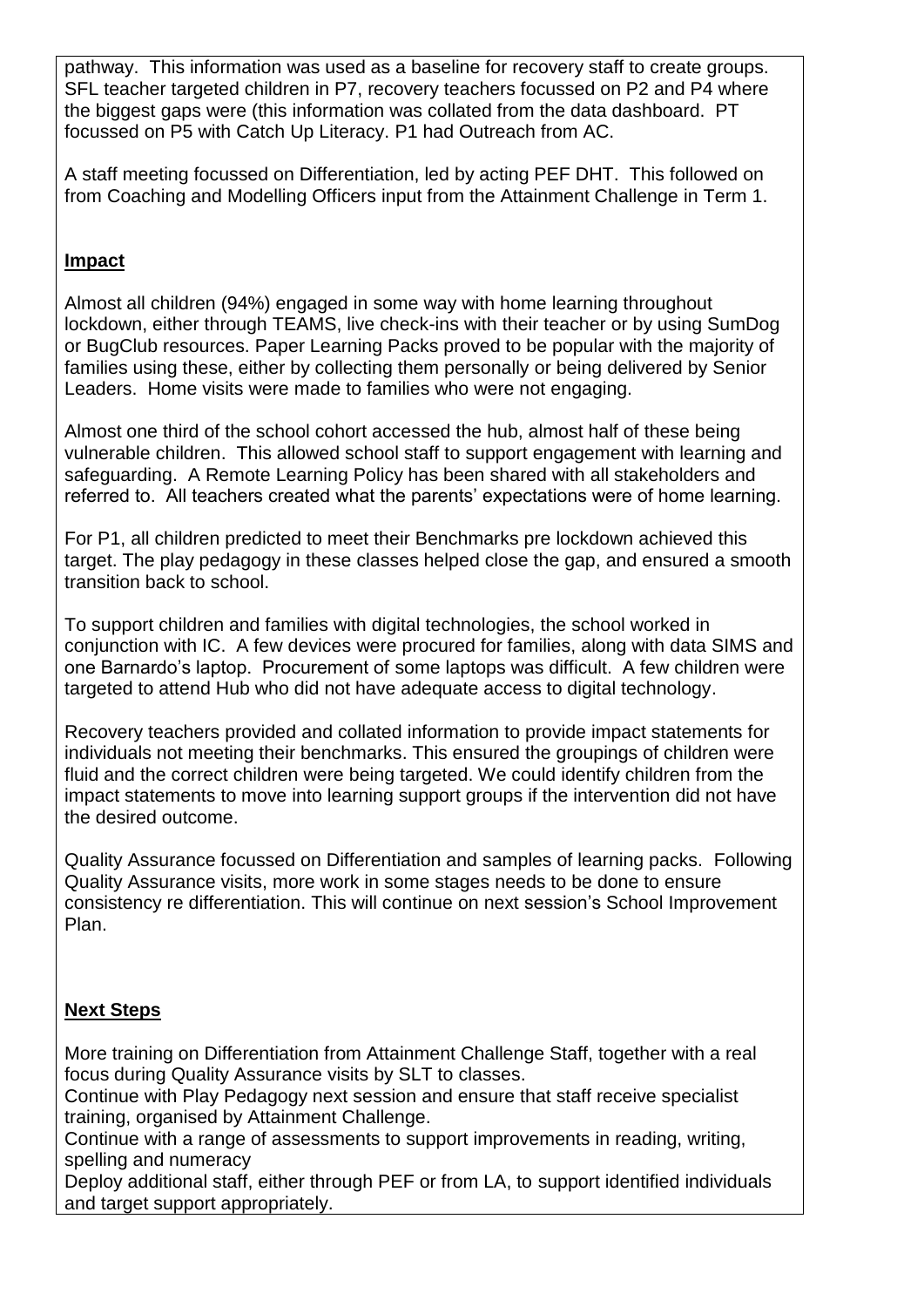pathway. This information was used as a baseline for recovery staff to create groups. SFL teacher targeted children in P7, recovery teachers focussed on P2 and P4 where the biggest gaps were (this information was collated from the data dashboard. PT focussed on P5 with Catch Up Literacy. P1 had Outreach from AC.

A staff meeting focussed on Differentiation, led by acting PEF DHT. This followed on from Coaching and Modelling Officers input from the Attainment Challenge in Term 1.

**Impact**

Almost all children (94%) engaged in some way with home learning throughout lockdown, either through TEAMS, live check-ins with their teacher or by using SumDog or BugClub resources. Paper Learning Packs proved to be popular with the majority of families using these, either by collecting them personally or being delivered by Senior Leaders. Home visits were made to families who were not engaging.

Almost one third of the school cohort accessed the hub, almost half of these being vulnerable children. This allowed school staff to support engagement with learning and safeguarding. A Remote Learning Policy has been shared with all stakeholders and referred to. All teachers created what the parents' expectations were of home learning.

For P1, all children predicted to meet their Benchmarks pre lockdown achieved this target. The play pedagogy in these classes helped close the gap, and ensured a smooth transition back to school.

To support children and families with digital technologies, the school worked in conjunction with IC. A few devices were procured for families, along with data SIMS and one Barnardo's laptop. Procurement of some laptops was difficult. A few children were targeted to attend Hub who did not have adequate access to digital technology.

Recovery teachers provided and collated information to provide impact statements for individuals not meeting their benchmarks. This ensured the groupings of children were fluid and the correct children were being targeted. We could identify children from the impact statements to move into learning support groups if the intervention did not have the desired outcome.

Quality Assurance focussed on Differentiation and samples of learning packs. Following Quality Assurance visits, more work in some stages needs to be done to ensure consistency re differentiation. This will continue on next session's School Improvement Plan.

**Next Steps**

More training on Differentiation from Attainment Challenge Staff, together with a real focus during Quality Assurance visits by SLT to classes.
Continue with Play Pedagogy next session and ensure that staff receive specialist training, organised by Attainment Challenge.
Continue with a range of assessments to support improvements in reading, writing, spelling and numeracy
Deploy additional staff, either through PEF or from LA, to support identified individuals and target support appropriately.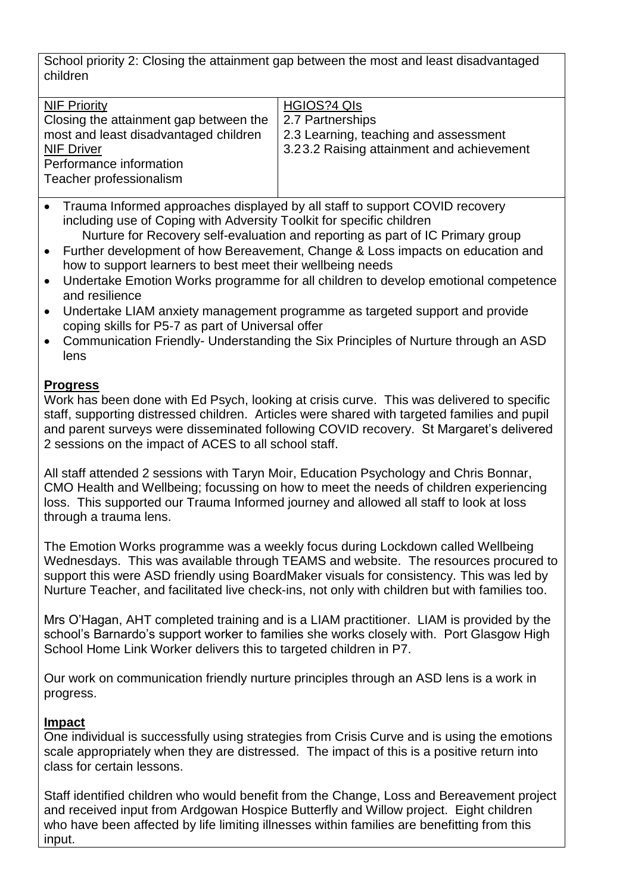School priority 2: Closing the attainment gap between the most and least disadvantaged children

| NIF Priority<br>Closing the attainment gap between the most and least disadvantaged children<br>NIF Driver<br>Performance information<br>Teacher professionalism | HGIOS?4 QIs<br>2.7 Partnerships<br>2.3 Learning, teaching and assessment<br>3.23.2 Raising attainment and achievement |
|---|---|

- Trauma Informed approaches displayed by all staff to support COVID recovery including use of Coping with Adversity Toolkit for specific children
  Nurture for Recovery self-evaluation and reporting as part of IC Primary group
- Further development of how Bereavement, Change & Loss impacts on education and how to support learners to best meet their wellbeing needs
- Undertake Emotion Works programme for all children to develop emotional competence and resilience
- Undertake LIAM anxiety management programme as targeted support and provide coping skills for P5-7 as part of Universal offer
- Communication Friendly- Understanding the Six Principles of Nurture through an ASD lens

**Progress**

Work has been done with Ed Psych, looking at crisis curve. This was delivered to specific staff, supporting distressed children. Articles were shared with targeted families and pupil and parent surveys were disseminated following COVID recovery. St Margaret's delivered 2 sessions on the impact of ACES to all school staff.

All staff attended 2 sessions with Taryn Moir, Education Psychology and Chris Bonnar, CMO Health and Wellbeing; focussing on how to meet the needs of children experiencing loss. This supported our Trauma Informed journey and allowed all staff to look at loss through a trauma lens.

The Emotion Works programme was a weekly focus during Lockdown called Wellbeing Wednesdays. This was available through TEAMS and website. The resources procured to support this were ASD friendly using BoardMaker visuals for consistency. This was led by Nurture Teacher, and facilitated live check-ins, not only with children but with families too.

Mrs O'Hagan, AHT completed training and is a LIAM practitioner. LIAM is provided by the school's Barnardo's support worker to families she works closely with. Port Glasgow High School Home Link Worker delivers this to targeted children in P7.

Our work on communication friendly nurture principles through an ASD lens is a work in progress.

**Impact**

One individual is successfully using strategies from Crisis Curve and is using the emotions scale appropriately when they are distressed. The impact of this is a positive return into class for certain lessons.

Staff identified children who would benefit from the Change, Loss and Bereavement project and received input from Ardgowan Hospice Butterfly and Willow project. Eight children who have been affected by life limiting illnesses within families are benefitting from this input.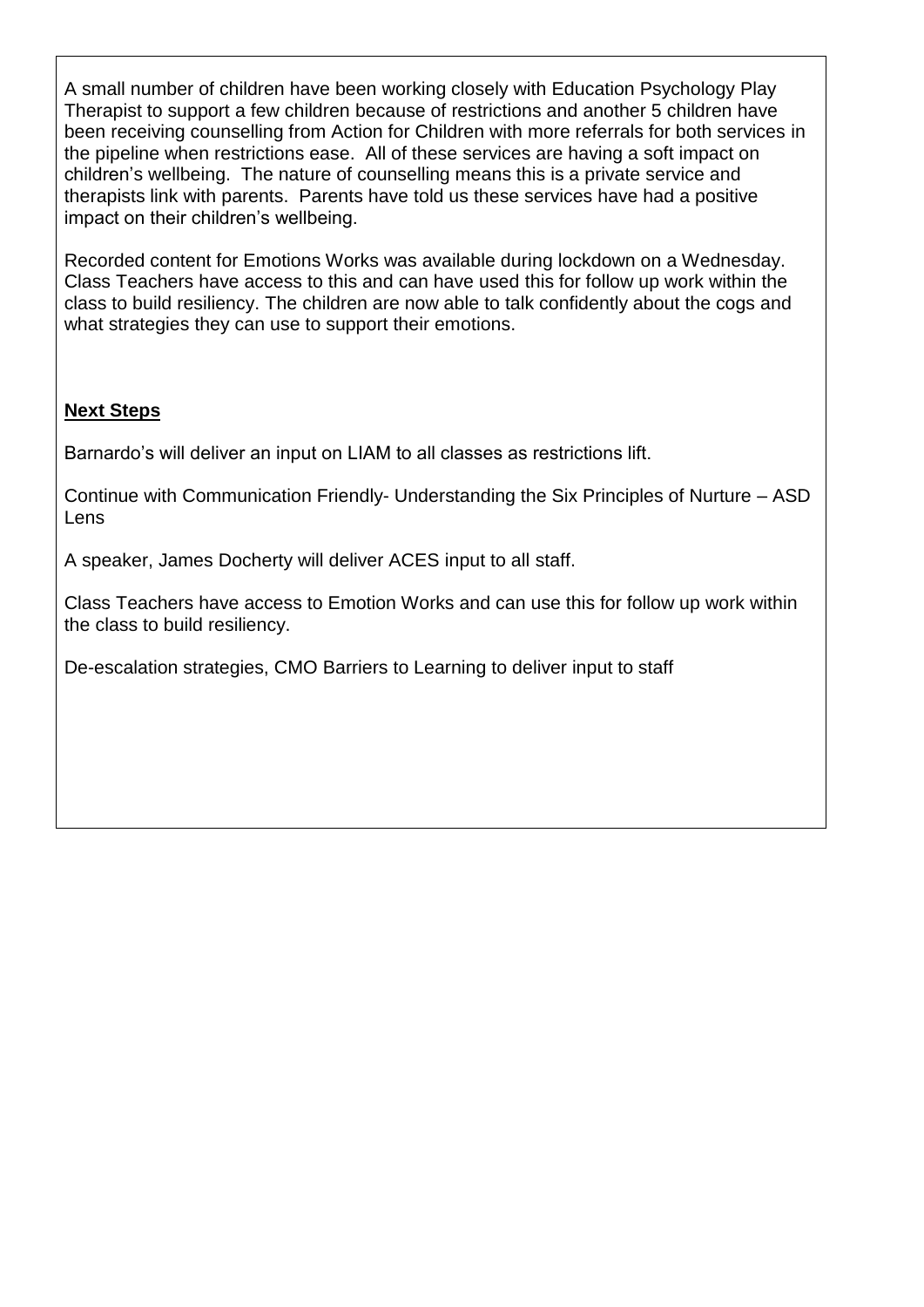A small number of children have been working closely with Education Psychology Play Therapist to support a few children because of restrictions and another 5 children have been receiving counselling from Action for Children with more referrals for both services in the pipeline when restrictions ease. All of these services are having a soft impact on children's wellbeing. The nature of counselling means this is a private service and therapists link with parents. Parents have told us these services have had a positive impact on their children's wellbeing.

Recorded content for Emotions Works was available during lockdown on a Wednesday. Class Teachers have access to this and can have used this for follow up work within the class to build resiliency. The children are now able to talk confidently about the cogs and what strategies they can use to support their emotions.

**Next Steps**

Barnardo's will deliver an input on LIAM to all classes as restrictions lift.

Continue with Communication Friendly- Understanding the Six Principles of Nurture – ASD Lens

A speaker, James Docherty will deliver ACES input to all staff.

Class Teachers have access to Emotion Works and can use this for follow up work within the class to build resiliency.

De-escalation strategies, CMO Barriers to Learning to deliver input to staff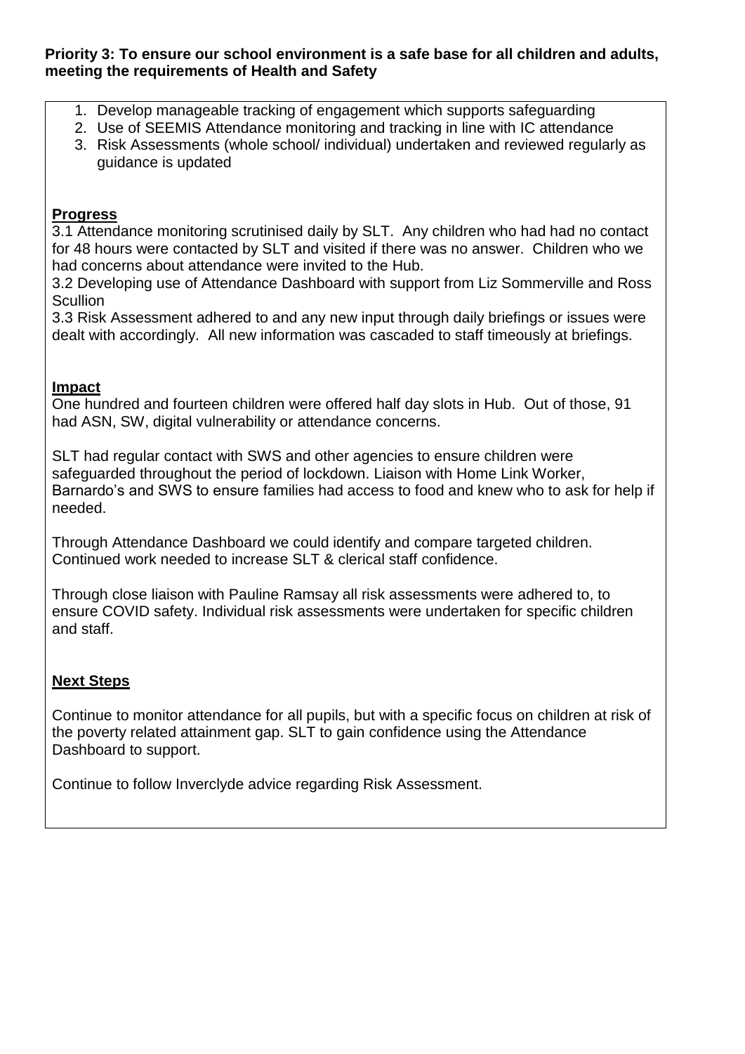**Priority 3: To ensure our school environment is a safe base for all children and adults, meeting the requirements of Health and Safety**

1. Develop manageable tracking of engagement which supports safeguarding
2. Use of SEEMIS Attendance monitoring and tracking in line with IC attendance
3. Risk Assessments (whole school/ individual) undertaken and reviewed regularly as guidance is updated

**Progress**

3.1 Attendance monitoring scrutinised daily by SLT. Any children who had had no contact for 48 hours were contacted by SLT and visited if there was no answer. Children who we had concerns about attendance were invited to the Hub.

3.2 Developing use of Attendance Dashboard with support from Liz Sommerville and Ross Scullion

3.3 Risk Assessment adhered to and any new input through daily briefings or issues were dealt with accordingly. All new information was cascaded to staff timeously at briefings.

**Impact**

One hundred and fourteen children were offered half day slots in Hub. Out of those, 91 had ASN, SW, digital vulnerability or attendance concerns.

SLT had regular contact with SWS and other agencies to ensure children were safeguarded throughout the period of lockdown. Liaison with Home Link Worker, Barnardo's and SWS to ensure families had access to food and knew who to ask for help if needed.

Through Attendance Dashboard we could identify and compare targeted children. Continued work needed to increase SLT & clerical staff confidence.

Through close liaison with Pauline Ramsay all risk assessments were adhered to, to ensure COVID safety. Individual risk assessments were undertaken for specific children and staff.

**Next Steps**

Continue to monitor attendance for all pupils, but with a specific focus on children at risk of the poverty related attainment gap. SLT to gain confidence using the Attendance Dashboard to support.

Continue to follow Inverclyde advice regarding Risk Assessment.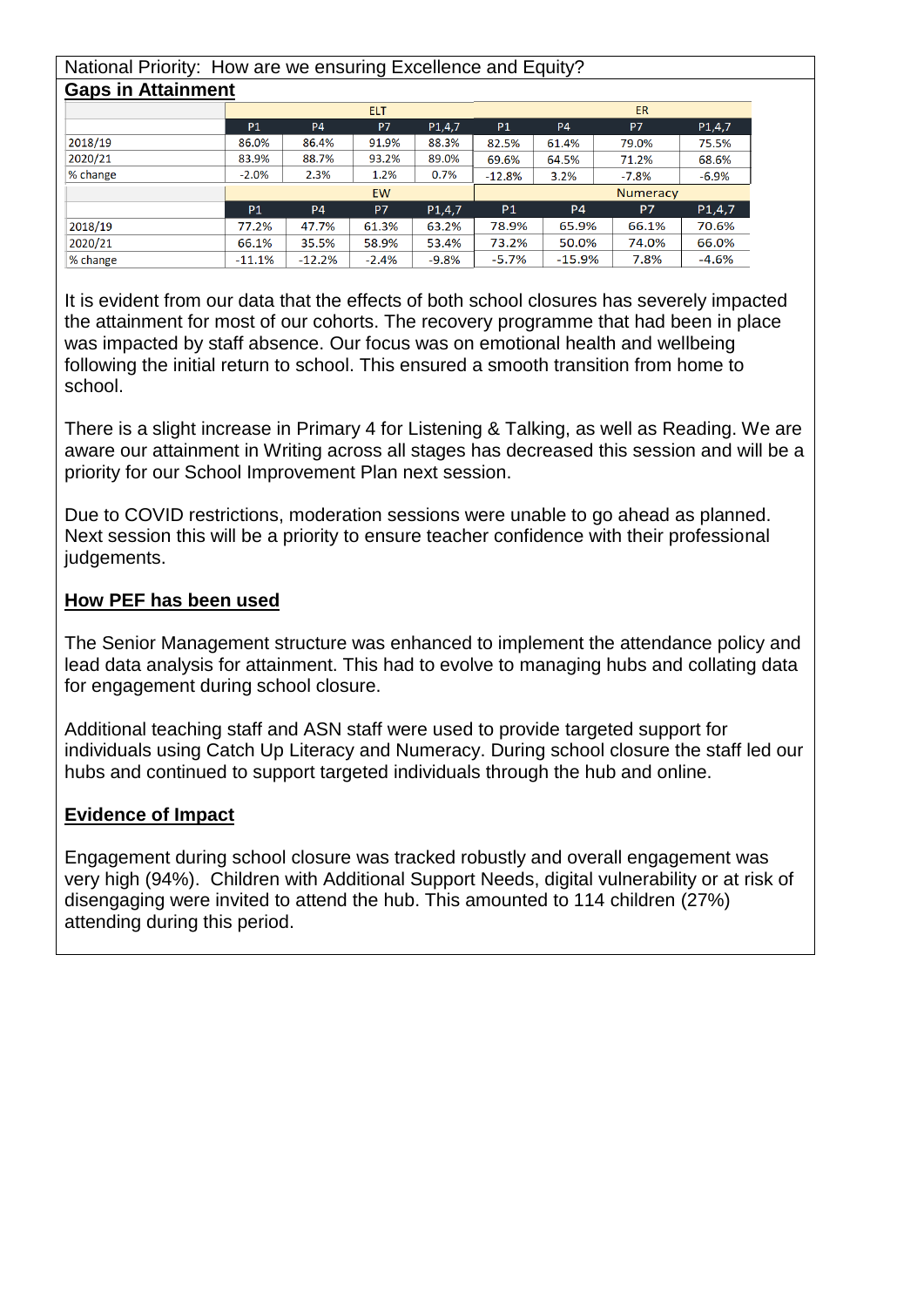National Priority: How are we ensuring Excellence and Equity?

## Gaps in Attainment

| | ELT | | | | ER | | | |
|---|---|---|---|---|---|---|---|---|
| | P1 | P4 | P7 | P1,4,7 | P1 | P4 | P7 | P1,4,7 |
| 2018/19 | 86.0% | 86.4% | 91.9% | 88.3% | 82.5% | 61.4% | 79.0% | 75.5% |
| 2020/21 | 83.9% | 88.7% | 93.2% | 89.0% | 69.6% | 64.5% | 71.2% | 68.6% |
| % change | -2.0% | 2.3% | 1.2% | 0.7% | -12.8% | 3.2% | -7.8% | -6.9% |
| | EW | | | | Numeracy | | | |
| | P1 | P4 | P7 | P1,4,7 | P1 | P4 | P7 | P1,4,7 |
| 2018/19 | 77.2% | 47.7% | 61.3% | 63.2% | 78.9% | 65.9% | 66.1% | 70.6% |
| 2020/21 | 66.1% | 35.5% | 58.9% | 53.4% | 73.2% | 50.0% | 74.0% | 66.0% |
| % change | -11.1% | -12.2% | -2.4% | -9.8% | -5.7% | -15.9% | 7.8% | -4.6% |

It is evident from our data that the effects of both school closures has severely impacted the attainment for most of our cohorts. The recovery programme that had been in place was impacted by staff absence. Our focus was on emotional health and wellbeing following the initial return to school. This ensured a smooth transition from home to school.

There is a slight increase in Primary 4 for Listening & Talking, as well as Reading. We are aware our attainment in Writing across all stages has decreased this session and will be a priority for our School Improvement Plan next session.

Due to COVID restrictions, moderation sessions were unable to go ahead as planned. Next session this will be a priority to ensure teacher confidence with their professional judgements.

## How PEF has been used

The Senior Management structure was enhanced to implement the attendance policy and lead data analysis for attainment. This had to evolve to managing hubs and collating data for engagement during school closure.

Additional teaching staff and ASN staff were used to provide targeted support for individuals using Catch Up Literacy and Numeracy. During school closure the staff led our hubs and continued to support targeted individuals through the hub and online.

## Evidence of Impact

Engagement during school closure was tracked robustly and overall engagement was very high (94%). Children with Additional Support Needs, digital vulnerability or at risk of disengaging were invited to attend the hub. This amounted to 114 children (27%) attending during this period.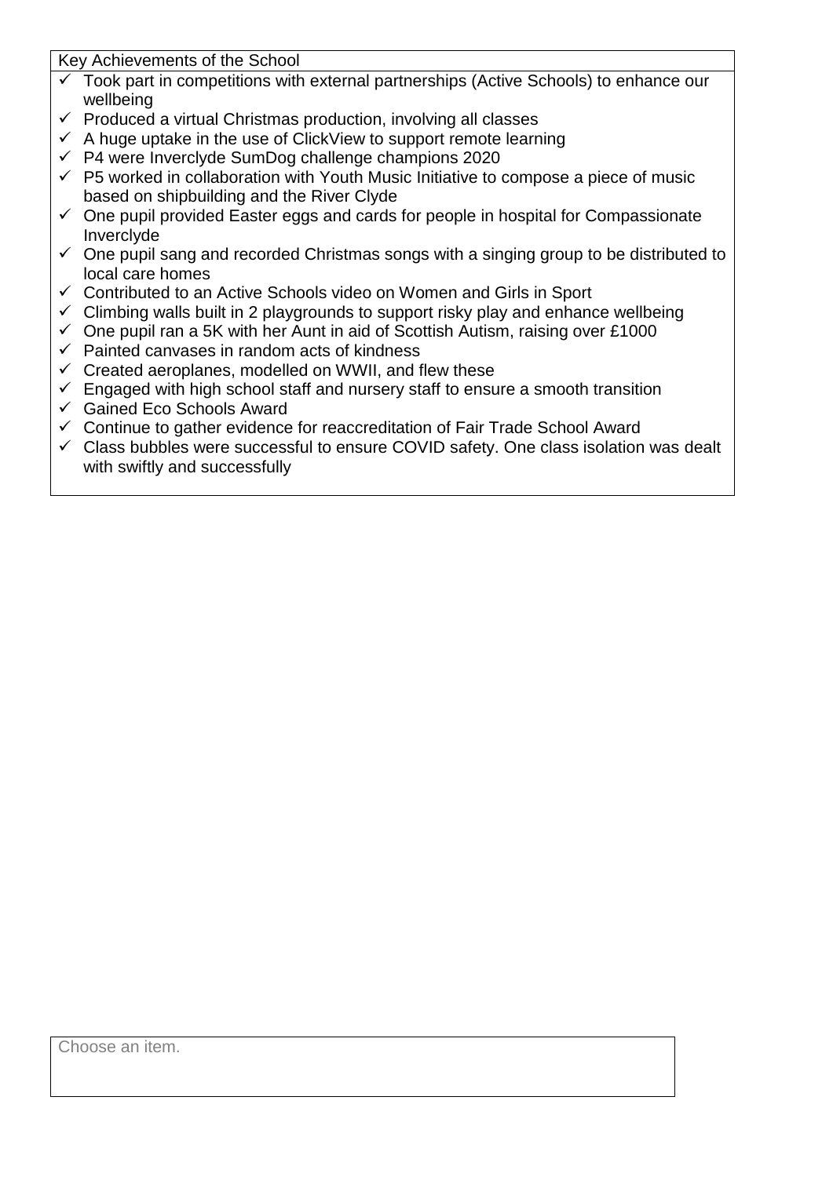Key Achievements of the School

- ✓ Took part in competitions with external partnerships (Active Schools) to enhance our wellbeing
- ✓ Produced a virtual Christmas production, involving all classes
- ✓ A huge uptake in the use of ClickView to support remote learning
- ✓ P4 were Inverclyde SumDog challenge champions 2020
- ✓ P5 worked in collaboration with Youth Music Initiative to compose a piece of music based on shipbuilding and the River Clyde
- ✓ One pupil provided Easter eggs and cards for people in hospital for Compassionate Inverclyde
- ✓ One pupil sang and recorded Christmas songs with a singing group to be distributed to local care homes
- ✓ Contributed to an Active Schools video on Women and Girls in Sport
- ✓ Climbing walls built in 2 playgrounds to support risky play and enhance wellbeing
- ✓ One pupil ran a 5K with her Aunt in aid of Scottish Autism, raising over £1000
- ✓ Painted canvases in random acts of kindness
- ✓ Created aeroplanes, modelled on WWII, and flew these
- ✓ Engaged with high school staff and nursery staff to ensure a smooth transition
- ✓ Gained Eco Schools Award
- ✓ Continue to gather evidence for reaccreditation of Fair Trade School Award
- ✓ Class bubbles were successful to ensure COVID safety. One class isolation was dealt with swiftly and successfully

Choose an item.